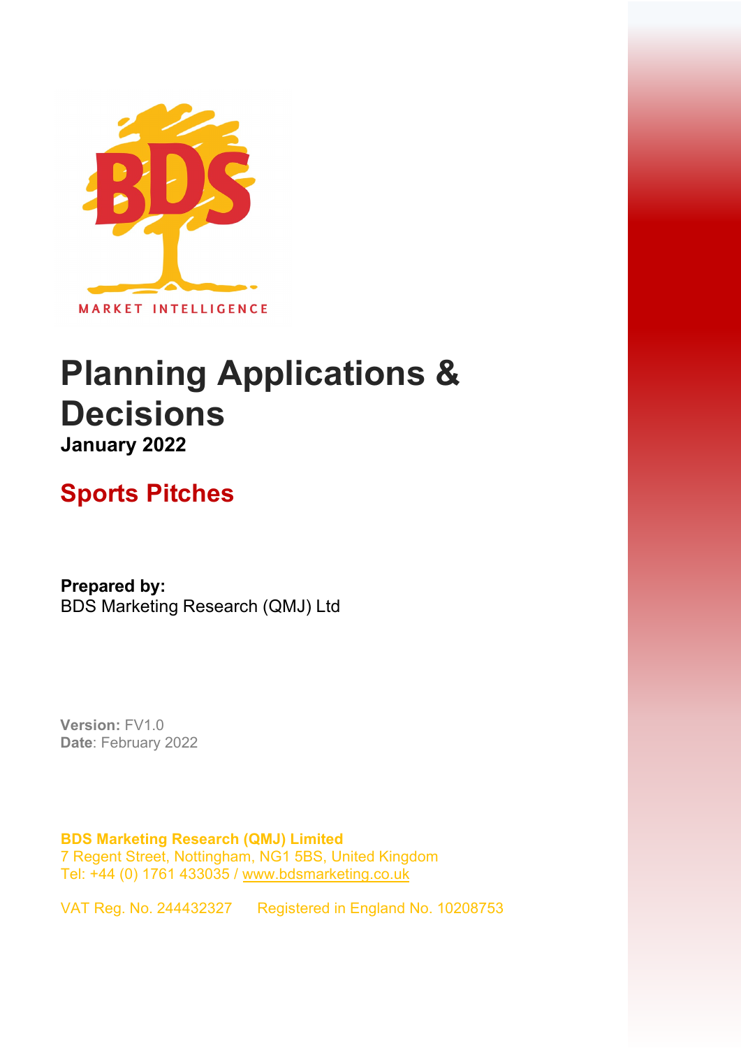MARKET INTELLIGENCE

# Planning Applications & Decisions

**January 2022**

## Sports Pitches

**Prepared by:**
BDS Marketing Research (QMJ) Ltd

**Version:** FV1.0
**Date**: February 2022

**BDS Marketing Research (QMJ) Limited**
7 Regent Street, Nottingham, NG1 5BS, United Kingdom
Tel: +44 (0) 1761 433035 / www.bdsmarketing.co.uk

VAT Reg. No. 244432327 Registered in England No. 10208753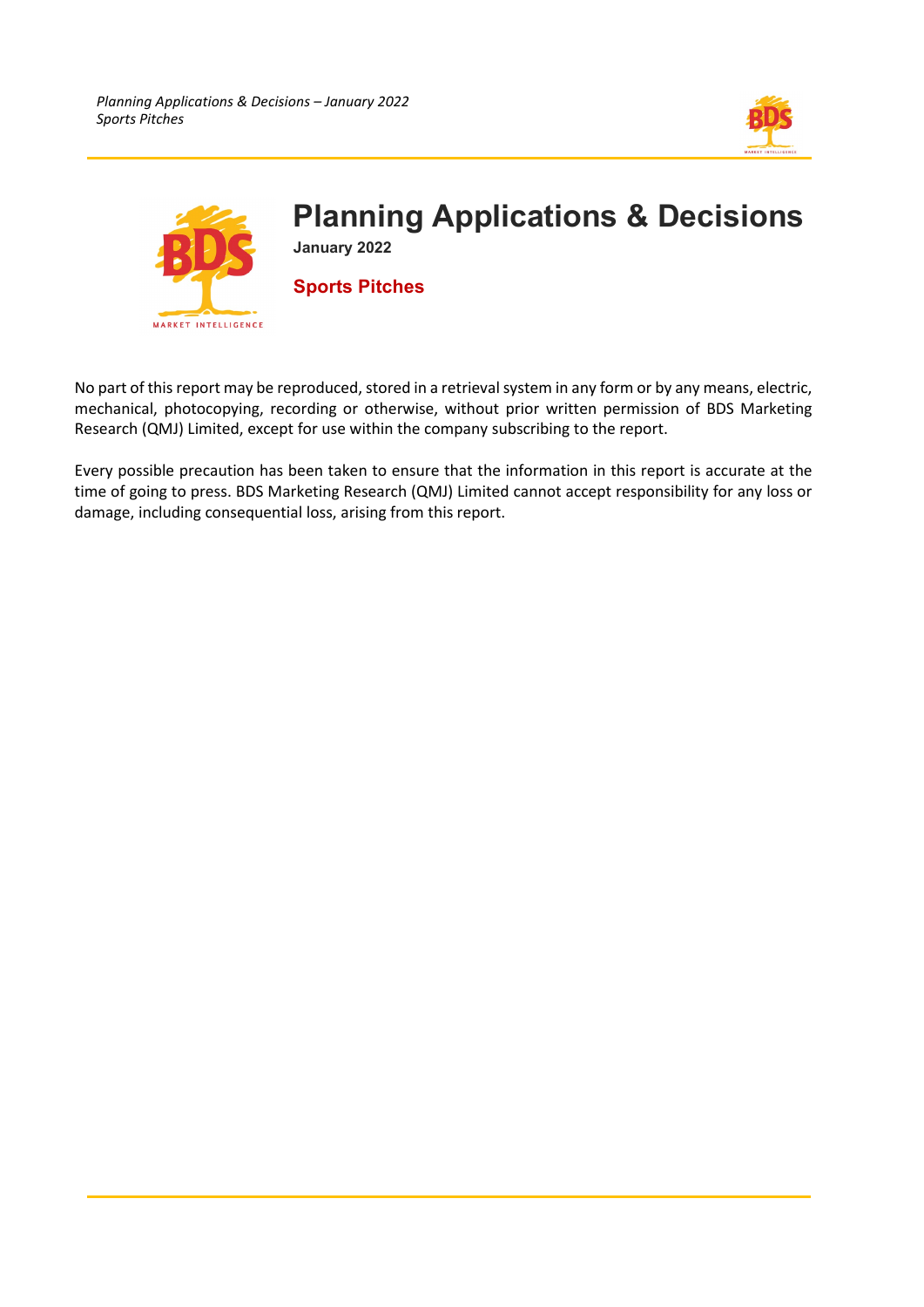# Planning Applications & Decisions

**January 2022**

**Sports Pitches**

No part of this report may be reproduced, stored in a retrieval system in any form or by any means, electric, mechanical, photocopying, recording or otherwise, without prior written permission of BDS Marketing Research (QMJ) Limited, except for use within the company subscribing to the report.

Every possible precaution has been taken to ensure that the information in this report is accurate at the time of going to press. BDS Marketing Research (QMJ) Limited cannot accept responsibility for any loss or damage, including consequential loss, arising from this report.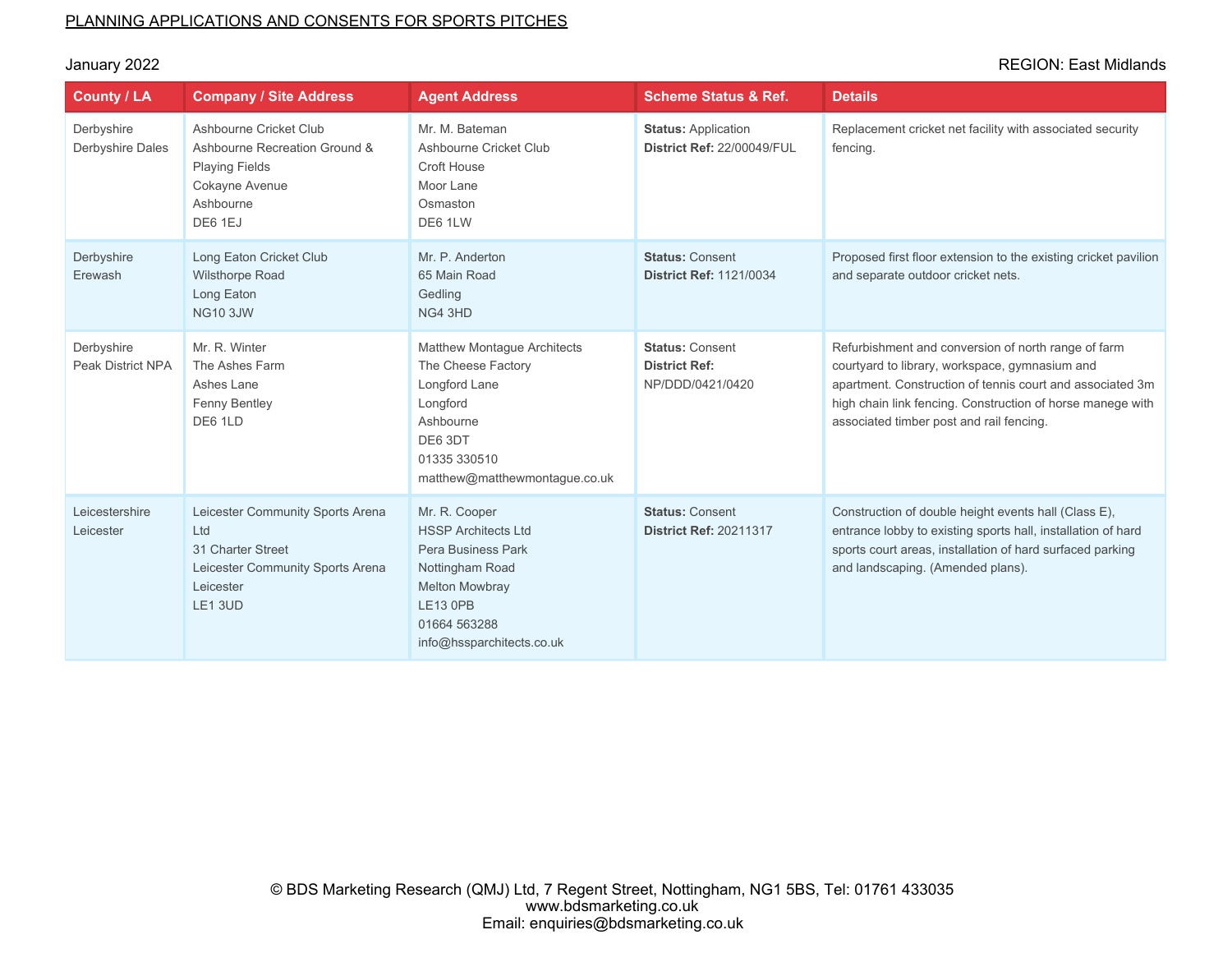PLANNING APPLICATIONS AND CONSENTS FOR SPORTS PITCHES

January 2022

REGION: East Midlands

| County / LA | Company / Site Address | Agent Address | Scheme Status & Ref. | Details |
| --- | --- | --- | --- | --- |
| Derbyshire<br>Derbyshire Dales | Ashbourne Cricket Club<br>Ashbourne Recreation Ground & Playing Fields<br>Cokayne Avenue<br>Ashbourne<br>DE6 1EJ | Mr. M. Bateman<br>Ashbourne Cricket Club<br>Croft House<br>Moor Lane<br>Osmaston<br>DE6 1LW | **Status:** Application<br>**District Ref:** 22/00049/FUL | Replacement cricket net facility with associated security fencing. |
| Derbyshire<br>Erewash | Long Eaton Cricket Club<br>Wilsthorpe Road<br>Long Eaton<br>NG10 3JW | Mr. P. Anderton<br>65 Main Road<br>Gedling<br>NG4 3HD | **Status:** Consent<br>**District Ref:** 1121/0034 | Proposed first floor extension to the existing cricket pavilion and separate outdoor cricket nets. |
| Derbyshire<br>Peak District NPA | Mr. R. Winter<br>The Ashes Farm<br>Ashes Lane<br>Fenny Bentley<br>DE6 1LD | Matthew Montague Architects<br>The Cheese Factory<br>Longford Lane<br>Longford<br>Ashbourne<br>DE6 3DT<br>01335 330510<br>matthew@matthewmontague.co.uk | **Status:** Consent<br>**District Ref:** NP/DDD/0421/0420 | Refurbishment and conversion of north range of farm courtyard to library, workspace, gymnasium and apartment. Construction of tennis court and associated 3m high chain link fencing. Construction of horse manege with associated timber post and rail fencing. |
| Leicestershire<br>Leicester | Leicester Community Sports Arena Ltd<br>31 Charter Street<br>Leicester Community Sports Arena<br>Leicester<br>LE1 3UD | Mr. R. Cooper<br>HSSP Architects Ltd<br>Pera Business Park<br>Nottingham Road<br>Melton Mowbray<br>LE13 0PB<br>01664 563288<br>info@hssparchitects.co.uk | **Status:** Consent<br>**District Ref:** 20211317 | Construction of double height events hall (Class E), entrance lobby to existing sports hall, installation of hard sports court areas, installation of hard surfaced parking and landscaping. (Amended plans). |

© BDS Marketing Research (QMJ) Ltd, 7 Regent Street, Nottingham, NG1 5BS, Tel: 01761 433035
www.bdsmarketing.co.uk
Email: enquiries@bdsmarketing.co.uk